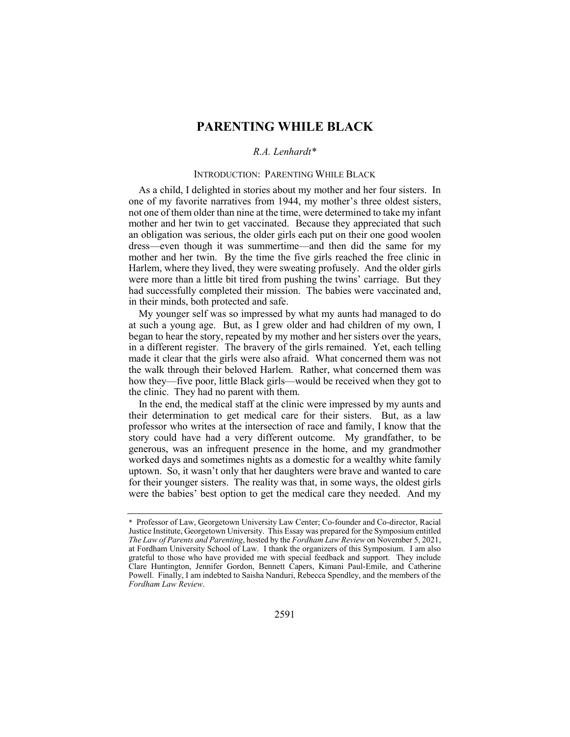# PARENTING WHILE BLACK

*R.A. Lenhardt\**

## INTRODUCTION: PARENTING WHILE BLACK

As a child, I delighted in stories about my mother and her four sisters. In one of my favorite narratives from 1944, my mother's three oldest sisters, not one of them older than nine at the time, were determined to take my infant mother and her twin to get vaccinated. Because they appreciated that such an obligation was serious, the older girls each put on their one good woolen dress—even though it was summertime—and then did the same for my mother and her twin. By the time the five girls reached the free clinic in Harlem, where they lived, they were sweating profusely. And the older girls were more than a little bit tired from pushing the twins' carriage. But they had successfully completed their mission. The babies were vaccinated and, in their minds, both protected and safe.

My younger self was so impressed by what my aunts had managed to do at such a young age. But, as I grew older and had children of my own, I began to hear the story, repeated by my mother and her sisters over the years, in a different register. The bravery of the girls remained. Yet, each telling made it clear that the girls were also afraid. What concerned them was not the walk through their beloved Harlem. Rather, what concerned them was how they—five poor, little Black girls—would be received when they got to the clinic. They had no parent with them.

In the end, the medical staff at the clinic were impressed by my aunts and their determination to get medical care for their sisters. But, as a law professor who writes at the intersection of race and family, I know that the story could have had a very different outcome. My grandfather, to be generous, was an infrequent presence in the home, and my grandmother worked days and sometimes nights as a domestic for a wealthy white family uptown. So, it wasn't only that her daughters were brave and wanted to care for their younger sisters. The reality was that, in some ways, the oldest girls were the babies' best option to get the medical care they needed. And my

---

\* Professor of Law, Georgetown University Law Center; Co-founder and Co-director, Racial Justice Institute, Georgetown University. This Essay was prepared for the Symposium entitled *The Law of Parents and Parenting*, hosted by the *Fordham Law Review* on November 5, 2021, at Fordham University School of Law. I thank the organizers of this Symposium. I am also grateful to those who have provided me with special feedback and support. They include Clare Huntington, Jennifer Gordon, Bennett Capers, Kimani Paul-Emile, and Catherine Powell. Finally, I am indebted to Saisha Nanduri, Rebecca Spendley, and the members of the *Fordham Law Review*.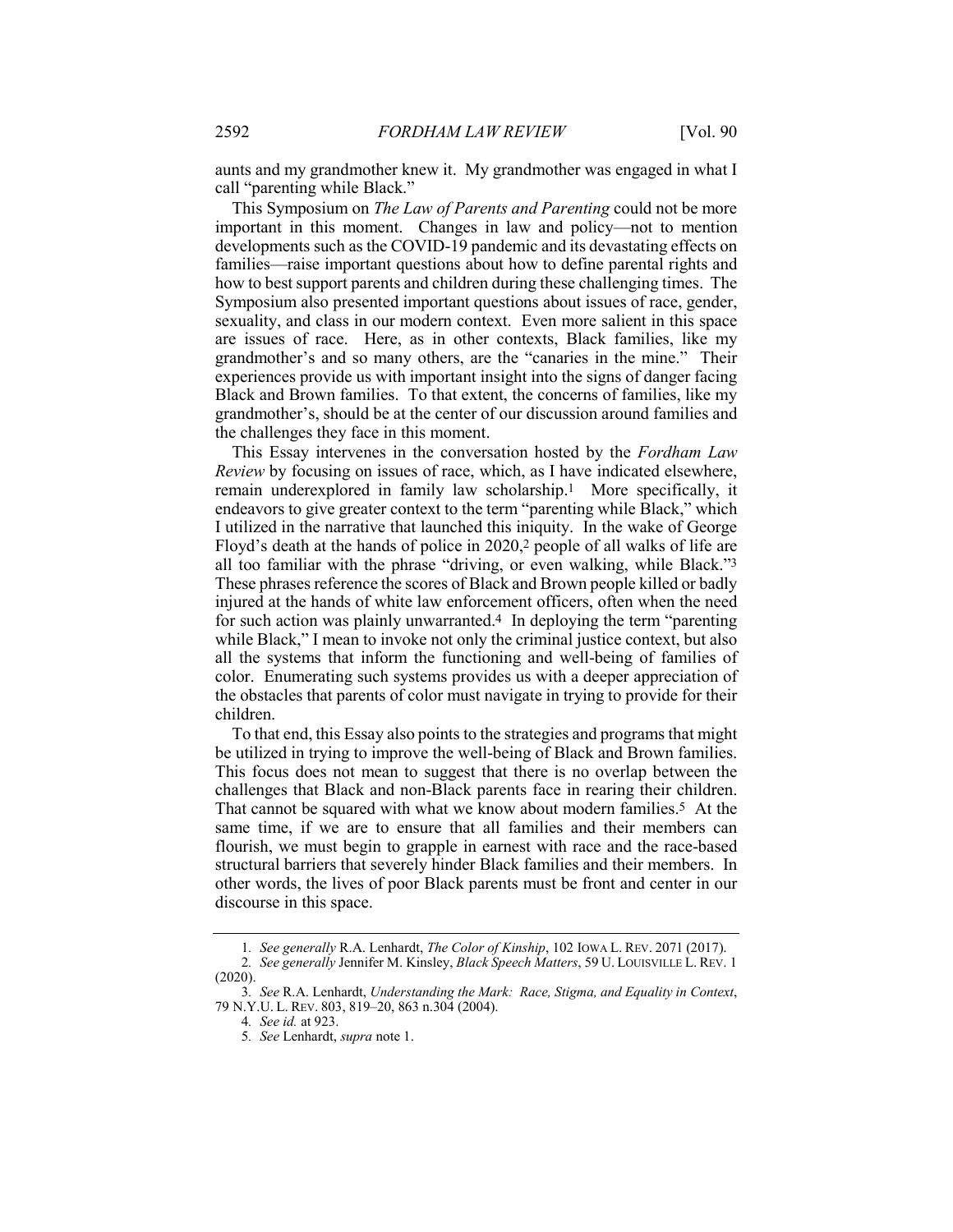aunts and my grandmother knew it. My grandmother was engaged in what I call "parenting while Black."

This Symposium on *The Law of Parents and Parenting* could not be more important in this moment. Changes in law and policy—not to mention developments such as the COVID-19 pandemic and its devastating effects on families—raise important questions about how to define parental rights and how to best support parents and children during these challenging times. The Symposium also presented important questions about issues of race, gender, sexuality, and class in our modern context. Even more salient in this space are issues of race. Here, as in other contexts, Black families, like my grandmother's and so many others, are the "canaries in the mine." Their experiences provide us with important insight into the signs of danger facing Black and Brown families. To that extent, the concerns of families, like my grandmother's, should be at the center of our discussion around families and the challenges they face in this moment.

This Essay intervenes in the conversation hosted by the *Fordham Law Review* by focusing on issues of race, which, as I have indicated elsewhere, remain underexplored in family law scholarship.[1] More specifically, it endeavors to give greater context to the term "parenting while Black," which I utilized in the narrative that launched this iniquity. In the wake of George Floyd's death at the hands of police in 2020,[2] people of all walks of life are all too familiar with the phrase "driving, or even walking, while Black."[3] These phrases reference the scores of Black and Brown people killed or badly injured at the hands of white law enforcement officers, often when the need for such action was plainly unwarranted.[4] In deploying the term "parenting while Black," I mean to invoke not only the criminal justice context, but also all the systems that inform the functioning and well-being of families of color. Enumerating such systems provides us with a deeper appreciation of the obstacles that parents of color must navigate in trying to provide for their children.

To that end, this Essay also points to the strategies and programs that might be utilized in trying to improve the well-being of Black and Brown families. This focus does not mean to suggest that there is no overlap between the challenges that Black and non-Black parents face in rearing their children. That cannot be squared with what we know about modern families.[5] At the same time, if we are to ensure that all families and their members can flourish, we must begin to grapple in earnest with race and the race-based structural barriers that severely hinder Black families and their members. In other words, the lives of poor Black parents must be front and center in our discourse in this space.

---

1. *See generally* R.A. Lenhardt, *The Color of Kinship*, 102 IOWA L. REV. 2071 (2017).
2. *See generally* Jennifer M. Kinsley, *Black Speech Matters*, 59 U. LOUISVILLE L. REV. 1 (2020).
3. *See* R.A. Lenhardt, *Understanding the Mark: Race, Stigma, and Equality in Context*, 79 N.Y.U. L. REV. 803, 819–20, 863 n.304 (2004).
4. *See id.* at 923.
5. *See* Lenhardt, *supra* note 1.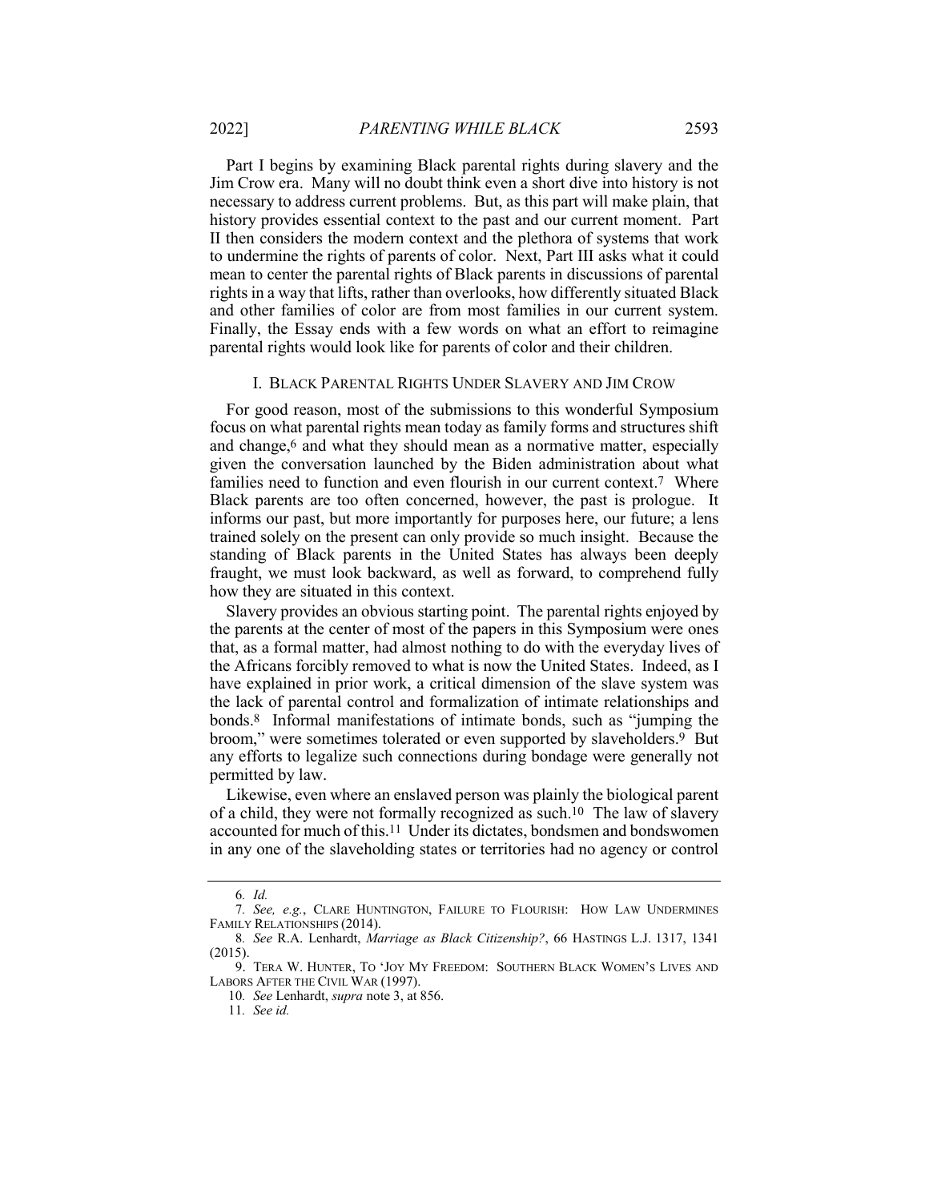Part I begins by examining Black parental rights during slavery and the Jim Crow era. Many will no doubt think even a short dive into history is not necessary to address current problems. But, as this part will make plain, that history provides essential context to the past and our current moment. Part II then considers the modern context and the plethora of systems that work to undermine the rights of parents of color. Next, Part III asks what it could mean to center the parental rights of Black parents in discussions of parental rights in a way that lifts, rather than overlooks, how differently situated Black and other families of color are from most families in our current system. Finally, the Essay ends with a few words on what an effort to reimagine parental rights would look like for parents of color and their children.

## I. BLACK PARENTAL RIGHTS UNDER SLAVERY AND JIM CROW

For good reason, most of the submissions to this wonderful Symposium focus on what parental rights mean today as family forms and structures shift and change,[6] and what they should mean as a normative matter, especially given the conversation launched by the Biden administration about what families need to function and even flourish in our current context.[7] Where Black parents are too often concerned, however, the past is prologue. It informs our past, but more importantly for purposes here, our future; a lens trained solely on the present can only provide so much insight. Because the standing of Black parents in the United States has always been deeply fraught, we must look backward, as well as forward, to comprehend fully how they are situated in this context.

Slavery provides an obvious starting point. The parental rights enjoyed by the parents at the center of most of the papers in this Symposium were ones that, as a formal matter, had almost nothing to do with the everyday lives of the Africans forcibly removed to what is now the United States. Indeed, as I have explained in prior work, a critical dimension of the slave system was the lack of parental control and formalization of intimate relationships and bonds.[8] Informal manifestations of intimate bonds, such as "jumping the broom," were sometimes tolerated or even supported by slaveholders.[9] But any efforts to legalize such connections during bondage were generally not permitted by law.

Likewise, even where an enslaved person was plainly the biological parent of a child, they were not formally recognized as such.[10] The law of slavery accounted for much of this.[11] Under its dictates, bondsmen and bondswomen in any one of the slaveholding states or territories had no agency or control

---

6. *Id.*

7. *See, e.g.*, CLARE HUNTINGTON, FAILURE TO FLOURISH: HOW LAW UNDERMINES FAMILY RELATIONSHIPS (2014).

8. *See* R.A. Lenhardt, *Marriage as Black Citizenship?*, 66 HASTINGS L.J. 1317, 1341 (2015).

9. TERA W. HUNTER, TO 'JOY MY FREEDOM: SOUTHERN BLACK WOMEN'S LIVES AND LABORS AFTER THE CIVIL WAR (1997).

10. *See* Lenhardt, *supra* note 3, at 856.

11. *See id.*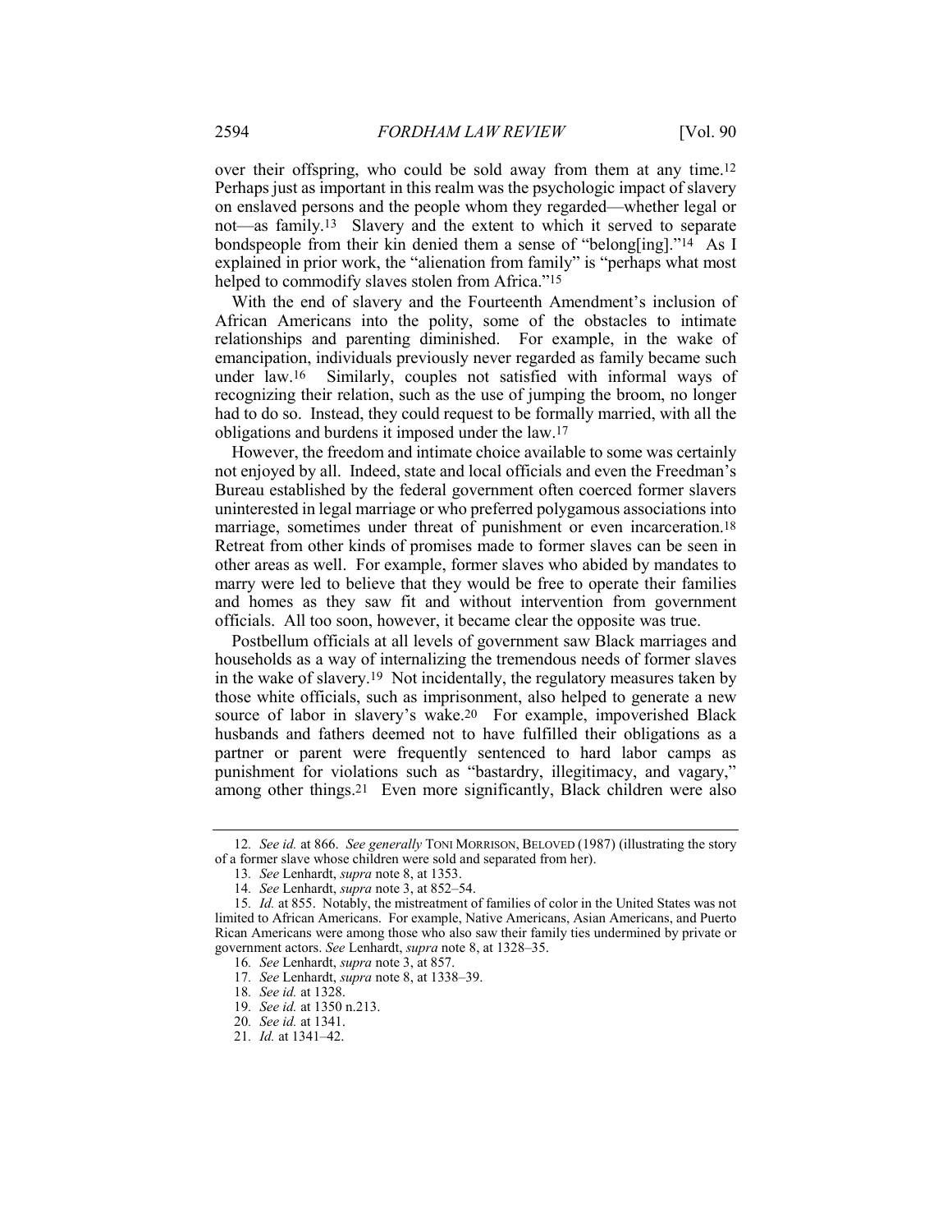over their offspring, who could be sold away from them at any time.[12] Perhaps just as important in this realm was the psychologic impact of slavery on enslaved persons and the people whom they regarded—whether legal or not—as family.[13] Slavery and the extent to which it served to separate bondspeople from their kin denied them a sense of "belong[ing]."[14] As I explained in prior work, the "alienation from family" is "perhaps what most helped to commodify slaves stolen from Africa."[15]

With the end of slavery and the Fourteenth Amendment's inclusion of African Americans into the polity, some of the obstacles to intimate relationships and parenting diminished. For example, in the wake of emancipation, individuals previously never regarded as family became such under law.[16] Similarly, couples not satisfied with informal ways of recognizing their relation, such as the use of jumping the broom, no longer had to do so. Instead, they could request to be formally married, with all the obligations and burdens it imposed under the law.[17]

However, the freedom and intimate choice available to some was certainly not enjoyed by all. Indeed, state and local officials and even the Freedman's Bureau established by the federal government often coerced former slavers uninterested in legal marriage or who preferred polygamous associations into marriage, sometimes under threat of punishment or even incarceration.[18] Retreat from other kinds of promises made to former slaves can be seen in other areas as well. For example, former slaves who abided by mandates to marry were led to believe that they would be free to operate their families and homes as they saw fit and without intervention from government officials. All too soon, however, it became clear the opposite was true.

Postbellum officials at all levels of government saw Black marriages and households as a way of internalizing the tremendous needs of former slaves in the wake of slavery.[19] Not incidentally, the regulatory measures taken by those white officials, such as imprisonment, also helped to generate a new source of labor in slavery's wake.[20] For example, impoverished Black husbands and fathers deemed not to have fulfilled their obligations as a partner or parent were frequently sentenced to hard labor camps as punishment for violations such as "bastardry, illegitimacy, and vagary," among other things.[21] Even more significantly, Black children were also

---

12. *See id.* at 866. *See generally* TONI MORRISON, BELOVED (1987) (illustrating the story of a former slave whose children were sold and separated from her).

13. *See* Lenhardt, *supra* note 8, at 1353.

14. *See* Lenhardt, *supra* note 3, at 852–54.

15. *Id.* at 855. Notably, the mistreatment of families of color in the United States was not limited to African Americans. For example, Native Americans, Asian Americans, and Puerto Rican Americans were among those who also saw their family ties undermined by private or government actors. *See* Lenhardt, *supra* note 8, at 1328–35.

16. *See* Lenhardt, *supra* note 3, at 857.

17. *See* Lenhardt, *supra* note 8, at 1338–39.

18. *See id.* at 1328.

19. *See id.* at 1350 n.213.

20. *See id.* at 1341.

21. *Id.* at 1341–42.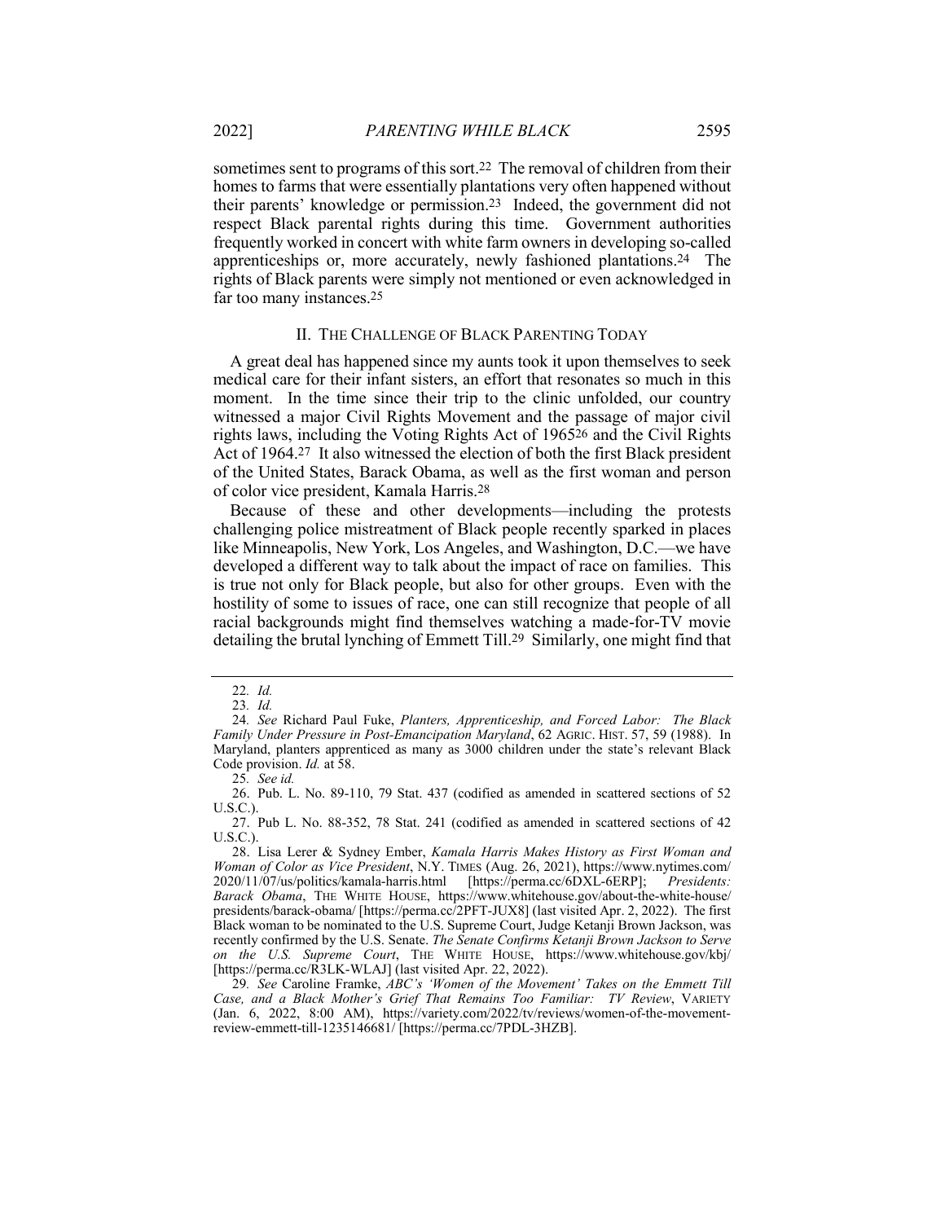sometimes sent to programs of this sort.[22] The removal of children from their homes to farms that were essentially plantations very often happened without their parents' knowledge or permission.[23] Indeed, the government did not respect Black parental rights during this time. Government authorities frequently worked in concert with white farm owners in developing so-called apprenticeships or, more accurately, newly fashioned plantations.[24] The rights of Black parents were simply not mentioned or even acknowledged in far too many instances.[25]

## II. THE CHALLENGE OF BLACK PARENTING TODAY

A great deal has happened since my aunts took it upon themselves to seek medical care for their infant sisters, an effort that resonates so much in this moment. In the time since their trip to the clinic unfolded, our country witnessed a major Civil Rights Movement and the passage of major civil rights laws, including the Voting Rights Act of 1965[26] and the Civil Rights Act of 1964.[27] It also witnessed the election of both the first Black president of the United States, Barack Obama, as well as the first woman and person of color vice president, Kamala Harris.[28]

Because of these and other developments—including the protests challenging police mistreatment of Black people recently sparked in places like Minneapolis, New York, Los Angeles, and Washington, D.C.—we have developed a different way to talk about the impact of race on families. This is true not only for Black people, but also for other groups. Even with the hostility of some to issues of race, one can still recognize that people of all racial backgrounds might find themselves watching a made-for-TV movie detailing the brutal lynching of Emmett Till.[29] Similarly, one might find that

---

22. *Id.*

23. *Id.*

24. *See* Richard Paul Fuke, *Planters, Apprenticeship, and Forced Labor: The Black Family Under Pressure in Post-Emancipation Maryland*, 62 AGRIC. HIST. 57, 59 (1988). In Maryland, planters apprenticed as many as 3000 children under the state's relevant Black Code provision. *Id.* at 58.

25. *See id.*

26. Pub. L. No. 89-110, 79 Stat. 437 (codified as amended in scattered sections of 52 U.S.C.).

27. Pub L. No. 88-352, 78 Stat. 241 (codified as amended in scattered sections of 42 U.S.C.).

28. Lisa Lerer & Sydney Ember, *Kamala Harris Makes History as First Woman and Woman of Color as Vice President*, N.Y. TIMES (Aug. 26, 2021), https://www.nytimes.com/2020/11/07/us/politics/kamala-harris.html [https://perma.cc/6DXL-6ERP]; *Presidents: Barack Obama*, THE WHITE HOUSE, https://www.whitehouse.gov/about-the-white-house/presidents/barack-obama/ [https://perma.cc/2PFT-JUX8] (last visited Apr. 2, 2022). The first Black woman to be nominated to the U.S. Supreme Court, Judge Ketanji Brown Jackson, was recently confirmed by the U.S. Senate. *The Senate Confirms Ketanji Brown Jackson to Serve on the U.S. Supreme Court*, THE WHITE HOUSE, https://www.whitehouse.gov/kbj/ [https://perma.cc/R3LK-WLAJ] (last visited Apr. 22, 2022).

29. *See* Caroline Framke, *ABC's 'Women of the Movement' Takes on the Emmett Till Case, and a Black Mother's Grief That Remains Too Familiar: TV Review*, VARIETY (Jan. 6, 2022, 8:00 AM), https://variety.com/2022/tv/reviews/women-of-the-movement-review-emmett-till-1235146681/ [https://perma.cc/7PDL-3HZB].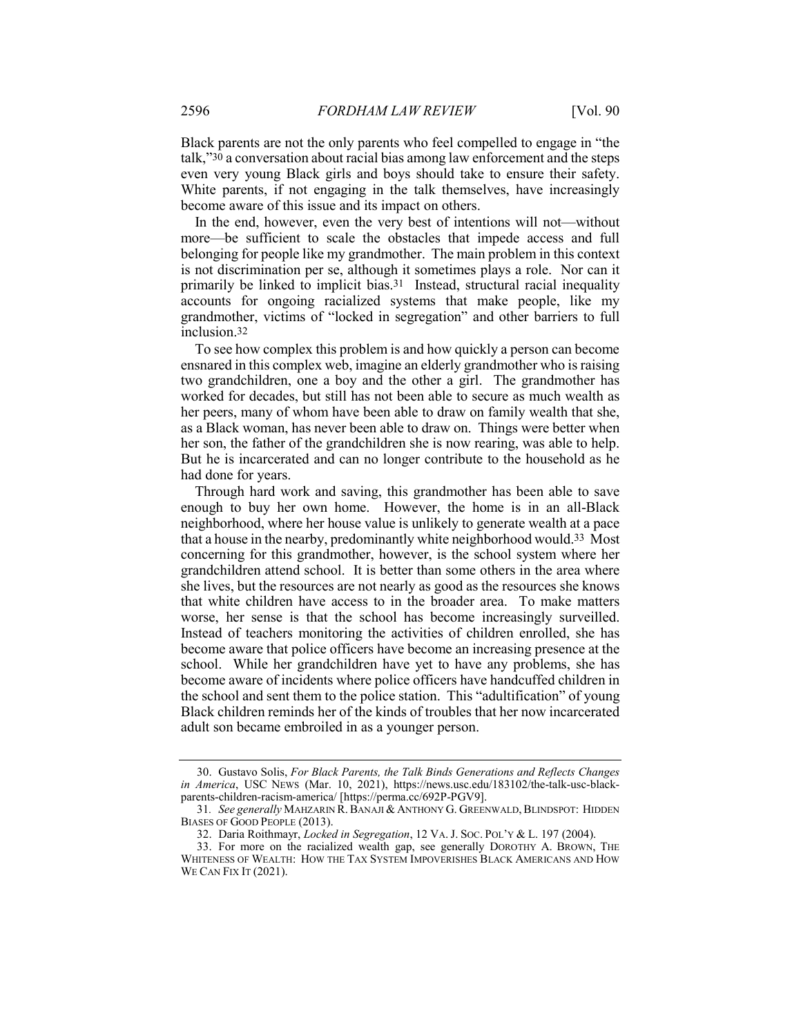Black parents are not the only parents who feel compelled to engage in "the talk,"[30] a conversation about racial bias among law enforcement and the steps even very young Black girls and boys should take to ensure their safety. White parents, if not engaging in the talk themselves, have increasingly become aware of this issue and its impact on others.

In the end, however, even the very best of intentions will not—without more—be sufficient to scale the obstacles that impede access and full belonging for people like my grandmother. The main problem in this context is not discrimination per se, although it sometimes plays a role. Nor can it primarily be linked to implicit bias.[31] Instead, structural racial inequality accounts for ongoing racialized systems that make people, like my grandmother, victims of "locked in segregation" and other barriers to full inclusion.[32]

To see how complex this problem is and how quickly a person can become ensnared in this complex web, imagine an elderly grandmother who is raising two grandchildren, one a boy and the other a girl. The grandmother has worked for decades, but still has not been able to secure as much wealth as her peers, many of whom have been able to draw on family wealth that she, as a Black woman, has never been able to draw on. Things were better when her son, the father of the grandchildren she is now rearing, was able to help. But he is incarcerated and can no longer contribute to the household as he had done for years.

Through hard work and saving, this grandmother has been able to save enough to buy her own home. However, the home is in an all-Black neighborhood, where her house value is unlikely to generate wealth at a pace that a house in the nearby, predominantly white neighborhood would.[33] Most concerning for this grandmother, however, is the school system where her grandchildren attend school. It is better than some others in the area where she lives, but the resources are not nearly as good as the resources she knows that white children have access to in the broader area. To make matters worse, her sense is that the school has become increasingly surveilled. Instead of teachers monitoring the activities of children enrolled, she has become aware that police officers have become an increasing presence at the school. While her grandchildren have yet to have any problems, she has become aware of incidents where police officers have handcuffed children in the school and sent them to the police station. This "adultification" of young Black children reminds her of the kinds of troubles that her now incarcerated adult son became embroiled in as a younger person.

---

30. Gustavo Solis, *For Black Parents, the Talk Binds Generations and Reflects Changes in America*, USC NEWS (Mar. 10, 2021), https://news.usc.edu/183102/the-talk-usc-black-parents-children-racism-america/ [https://perma.cc/692P-PGV9].

31. *See generally* MAHZARIN R. BANAJI & ANTHONY G. GREENWALD, BLINDSPOT: HIDDEN BIASES OF GOOD PEOPLE (2013).

32. Daria Roithmayr, *Locked in Segregation*, 12 VA. J. SOC. POL'Y & L. 197 (2004).

33. For more on the racialized wealth gap, see generally DOROTHY A. BROWN, THE WHITENESS OF WEALTH: HOW THE TAX SYSTEM IMPOVERISHES BLACK AMERICANS AND HOW WE CAN FIX IT (2021).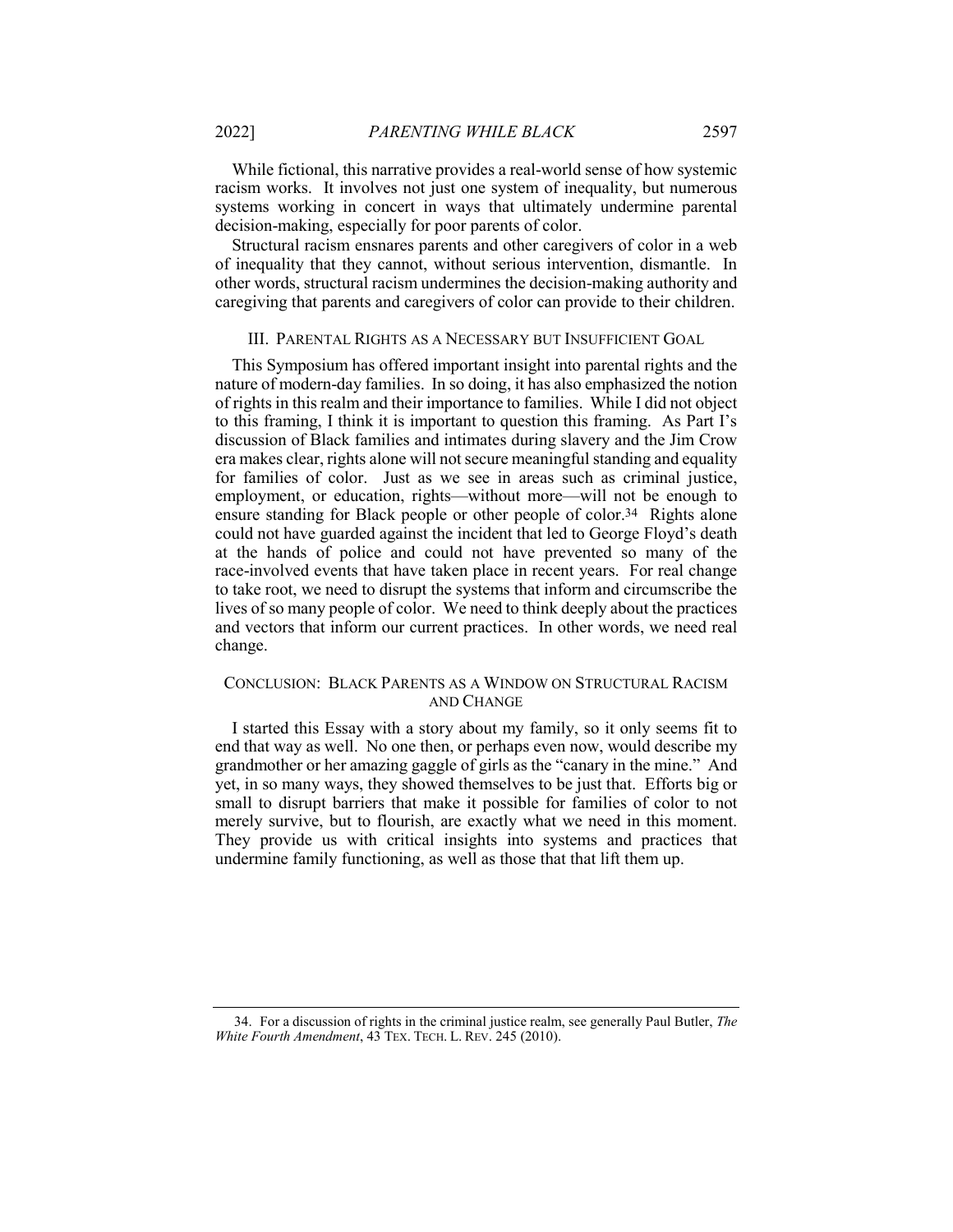While fictional, this narrative provides a real-world sense of how systemic racism works. It involves not just one system of inequality, but numerous systems working in concert in ways that ultimately undermine parental decision-making, especially for poor parents of color.

Structural racism ensnares parents and other caregivers of color in a web of inequality that they cannot, without serious intervention, dismantle. In other words, structural racism undermines the decision-making authority and caregiving that parents and caregivers of color can provide to their children.

## III. PARENTAL RIGHTS AS A NECESSARY BUT INSUFFICIENT GOAL

This Symposium has offered important insight into parental rights and the nature of modern-day families. In so doing, it has also emphasized the notion of rights in this realm and their importance to families. While I did not object to this framing, I think it is important to question this framing. As Part I's discussion of Black families and intimates during slavery and the Jim Crow era makes clear, rights alone will not secure meaningful standing and equality for families of color. Just as we see in areas such as criminal justice, employment, or education, rights—without more—will not be enough to ensure standing for Black people or other people of color.[34] Rights alone could not have guarded against the incident that led to George Floyd's death at the hands of police and could not have prevented so many of the race-involved events that have taken place in recent years. For real change to take root, we need to disrupt the systems that inform and circumscribe the lives of so many people of color. We need to think deeply about the practices and vectors that inform our current practices. In other words, we need real change.

## CONCLUSION: BLACK PARENTS AS A WINDOW ON STRUCTURAL RACISM AND CHANGE

I started this Essay with a story about my family, so it only seems fit to end that way as well. No one then, or perhaps even now, would describe my grandmother or her amazing gaggle of girls as the "canary in the mine." And yet, in so many ways, they showed themselves to be just that. Efforts big or small to disrupt barriers that make it possible for families of color to not merely survive, but to flourish, are exactly what we need in this moment. They provide us with critical insights into systems and practices that undermine family functioning, as well as those that that lift them up.

---

34. For a discussion of rights in the criminal justice realm, see generally Paul Butler, *The White Fourth Amendment*, 43 TEX. TECH. L. REV. 245 (2010).